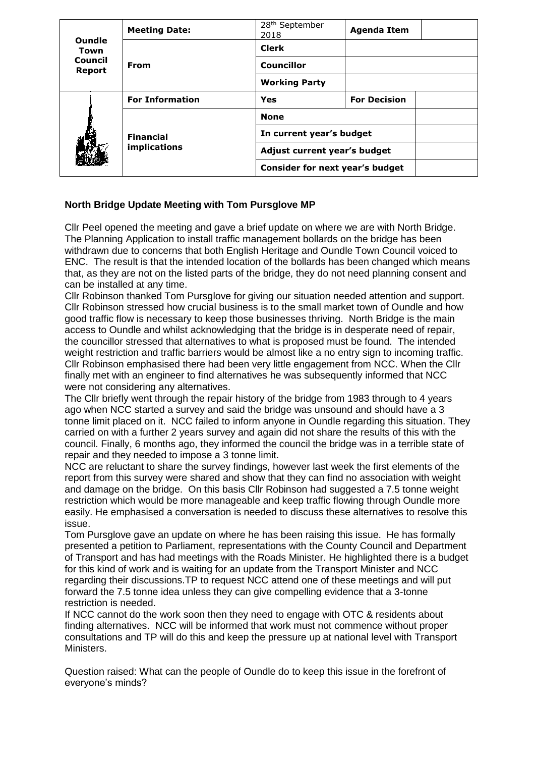| Oundle Town Council Report | Meeting Date: | 28th September 2018 | Agenda Item | |
|---|---|---|---|---|
| | From | Clerk | | |
| | | Councillor | | |
| | | Working Party | | |
| | For Information | Yes | For Decision | |
| | Financial implications | None | | |
| | | In current year's budget | | |
| | | Adjust current year's budget | | |
| | | Consider for next year's budget | | |

**North Bridge Update Meeting with Tom Pursglove MP**

Cllr Peel opened the meeting and gave a brief update on where we are with North Bridge. The Planning Application to install traffic management bollards on the bridge has been withdrawn due to concerns that both English Heritage and Oundle Town Council voiced to ENC. The result is that the intended location of the bollards has been changed which means that, as they are not on the listed parts of the bridge, they do not need planning consent and can be installed at any time.

Cllr Robinson thanked Tom Pursglove for giving our situation needed attention and support. Cllr Robinson stressed how crucial business is to the small market town of Oundle and how good traffic flow is necessary to keep those businesses thriving. North Bridge is the main access to Oundle and whilst acknowledging that the bridge is in desperate need of repair, the councillor stressed that alternatives to what is proposed must be found. The intended weight restriction and traffic barriers would be almost like a no entry sign to incoming traffic. Cllr Robinson emphasised there had been very little engagement from NCC. When the Cllr finally met with an engineer to find alternatives he was subsequently informed that NCC were not considering any alternatives.

The Cllr briefly went through the repair history of the bridge from 1983 through to 4 years ago when NCC started a survey and said the bridge was unsound and should have a 3 tonne limit placed on it. NCC failed to inform anyone in Oundle regarding this situation. They carried on with a further 2 years survey and again did not share the results of this with the council. Finally, 6 months ago, they informed the council the bridge was in a terrible state of repair and they needed to impose a 3 tonne limit.

NCC are reluctant to share the survey findings, however last week the first elements of the report from this survey were shared and show that they can find no association with weight and damage on the bridge. On this basis Cllr Robinson had suggested a 7.5 tonne weight restriction which would be more manageable and keep traffic flowing through Oundle more easily. He emphasised a conversation is needed to discuss these alternatives to resolve this issue.

Tom Pursglove gave an update on where he has been raising this issue. He has formally presented a petition to Parliament, representations with the County Council and Department of Transport and has had meetings with the Roads Minister. He highlighted there is a budget for this kind of work and is waiting for an update from the Transport Minister and NCC regarding their discussions.TP to request NCC attend one of these meetings and will put forward the 7.5 tonne idea unless they can give compelling evidence that a 3-tonne restriction is needed.

If NCC cannot do the work soon then they need to engage with OTC & residents about finding alternatives. NCC will be informed that work must not commence without proper consultations and TP will do this and keep the pressure up at national level with Transport Ministers.

Question raised: What can the people of Oundle do to keep this issue in the forefront of everyone's minds?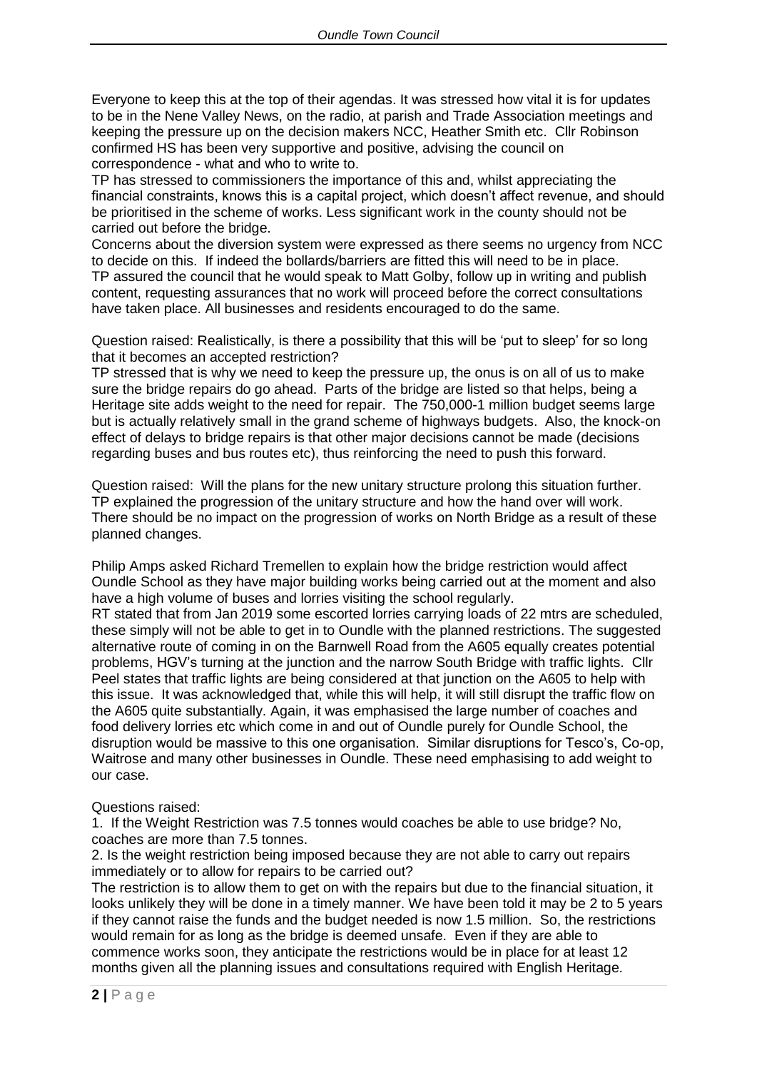Everyone to keep this at the top of their agendas. It was stressed how vital it is for updates to be in the Nene Valley News, on the radio, at parish and Trade Association meetings and keeping the pressure up on the decision makers NCC, Heather Smith etc. Cllr Robinson confirmed HS has been very supportive and positive, advising the council on correspondence - what and who to write to.

TP has stressed to commissioners the importance of this and, whilst appreciating the financial constraints, knows this is a capital project, which doesn't affect revenue, and should be prioritised in the scheme of works. Less significant work in the county should not be carried out before the bridge.

Concerns about the diversion system were expressed as there seems no urgency from NCC to decide on this. If indeed the bollards/barriers are fitted this will need to be in place.

TP assured the council that he would speak to Matt Golby, follow up in writing and publish content, requesting assurances that no work will proceed before the correct consultations have taken place. All businesses and residents encouraged to do the same.

Question raised: Realistically, is there a possibility that this will be 'put to sleep' for so long that it becomes an accepted restriction?

TP stressed that is why we need to keep the pressure up, the onus is on all of us to make sure the bridge repairs do go ahead. Parts of the bridge are listed so that helps, being a Heritage site adds weight to the need for repair. The 750,000-1 million budget seems large but is actually relatively small in the grand scheme of highways budgets. Also, the knock-on effect of delays to bridge repairs is that other major decisions cannot be made (decisions regarding buses and bus routes etc), thus reinforcing the need to push this forward.

Question raised: Will the plans for the new unitary structure prolong this situation further.

TP explained the progression of the unitary structure and how the hand over will work. There should be no impact on the progression of works on North Bridge as a result of these planned changes.

Philip Amps asked Richard Tremellen to explain how the bridge restriction would affect Oundle School as they have major building works being carried out at the moment and also have a high volume of buses and lorries visiting the school regularly.

RT stated that from Jan 2019 some escorted lorries carrying loads of 22 mtrs are scheduled, these simply will not be able to get in to Oundle with the planned restrictions. The suggested alternative route of coming in on the Barnwell Road from the A605 equally creates potential problems, HGV's turning at the junction and the narrow South Bridge with traffic lights. Cllr Peel states that traffic lights are being considered at that junction on the A605 to help with this issue. It was acknowledged that, while this will help, it will still disrupt the traffic flow on the A605 quite substantially. Again, it was emphasised the large number of coaches and food delivery lorries etc which come in and out of Oundle purely for Oundle School, the disruption would be massive to this one organisation. Similar disruptions for Tesco's, Co-op, Waitrose and many other businesses in Oundle. These need emphasising to add weight to our case.

Questions raised:

1. If the Weight Restriction was 7.5 tonnes would coaches be able to use bridge? No, coaches are more than 7.5 tonnes.
2. Is the weight restriction being imposed because they are not able to carry out repairs immediately or to allow for repairs to be carried out?

The restriction is to allow them to get on with the repairs but due to the financial situation, it looks unlikely they will be done in a timely manner. We have been told it may be 2 to 5 years if they cannot raise the funds and the budget needed is now 1.5 million. So, the restrictions would remain for as long as the bridge is deemed unsafe. Even if they are able to commence works soon, they anticipate the restrictions would be in place for at least 12 months given all the planning issues and consultations required with English Heritage.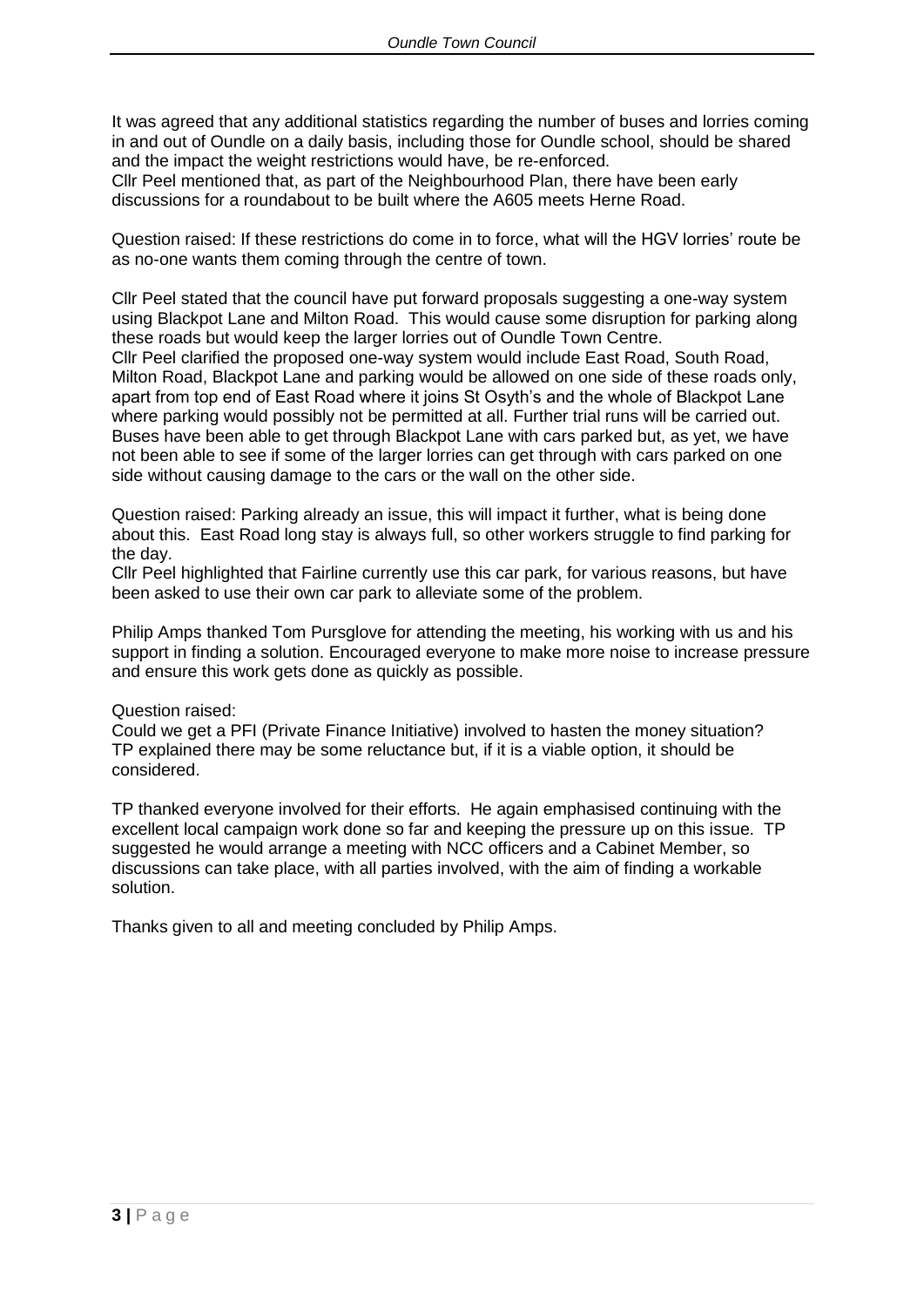It was agreed that any additional statistics regarding the number of buses and lorries coming in and out of Oundle on a daily basis, including those for Oundle school, should be shared and the impact the weight restrictions would have, be re-enforced.
Cllr Peel mentioned that, as part of the Neighbourhood Plan, there have been early discussions for a roundabout to be built where the A605 meets Herne Road.

Question raised: If these restrictions do come in to force, what will the HGV lorries' route be as no-one wants them coming through the centre of town.

Cllr Peel stated that the council have put forward proposals suggesting a one-way system using Blackpot Lane and Milton Road. This would cause some disruption for parking along these roads but would keep the larger lorries out of Oundle Town Centre.
Cllr Peel clarified the proposed one-way system would include East Road, South Road, Milton Road, Blackpot Lane and parking would be allowed on one side of these roads only, apart from top end of East Road where it joins St Osyth's and the whole of Blackpot Lane where parking would possibly not be permitted at all. Further trial runs will be carried out. Buses have been able to get through Blackpot Lane with cars parked but, as yet, we have not been able to see if some of the larger lorries can get through with cars parked on one side without causing damage to the cars or the wall on the other side.

Question raised: Parking already an issue, this will impact it further, what is being done about this. East Road long stay is always full, so other workers struggle to find parking for the day.
Cllr Peel highlighted that Fairline currently use this car park, for various reasons, but have been asked to use their own car park to alleviate some of the problem.

Philip Amps thanked Tom Pursglove for attending the meeting, his working with us and his support in finding a solution. Encouraged everyone to make more noise to increase pressure and ensure this work gets done as quickly as possible.

Question raised:
Could we get a PFI (Private Finance Initiative) involved to hasten the money situation?
TP explained there may be some reluctance but, if it is a viable option, it should be considered.

TP thanked everyone involved for their efforts. He again emphasised continuing with the excellent local campaign work done so far and keeping the pressure up on this issue. TP suggested he would arrange a meeting with NCC officers and a Cabinet Member, so discussions can take place, with all parties involved, with the aim of finding a workable solution.

Thanks given to all and meeting concluded by Philip Amps.